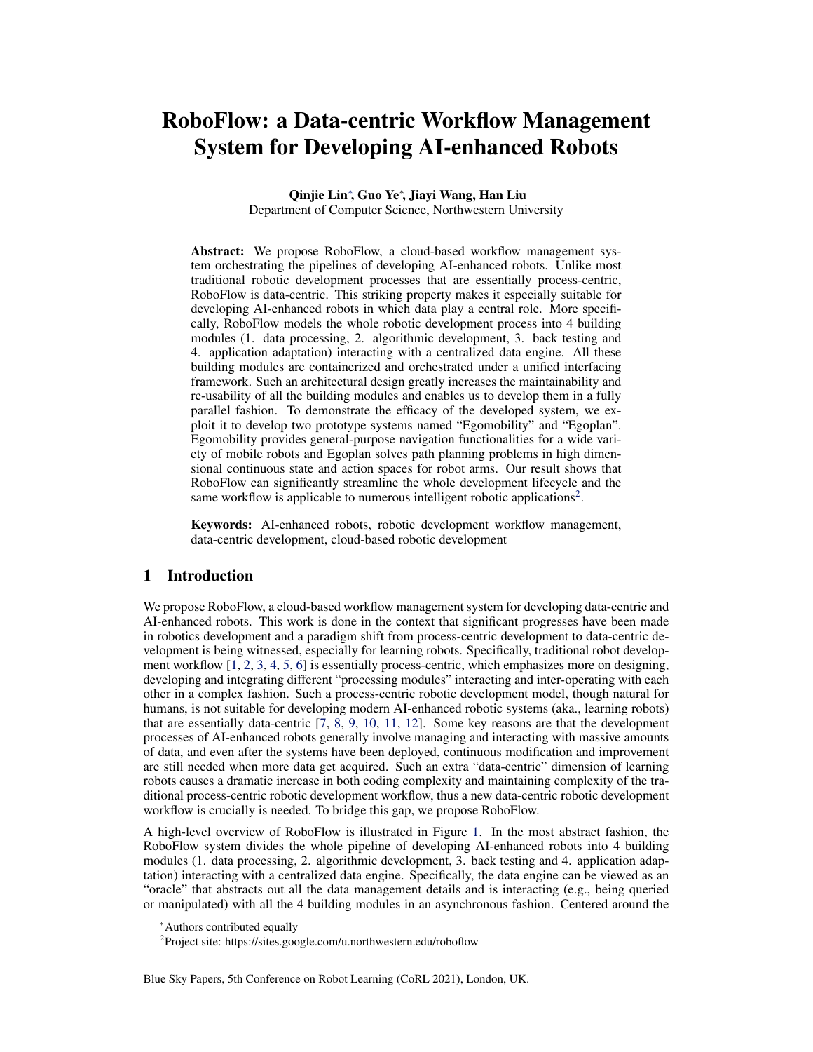# RoboFlow: a Data-centric Workflow Management System for Developing AI-enhanced Robots

**Qinjie Lin\*, Guo Ye\*, Jiayi Wang, Han Liu**
Department of Computer Science, Northwestern University

**Abstract:** We propose RoboFlow, a cloud-based workflow management system orchestrating the pipelines of developing AI-enhanced robots. Unlike most traditional robotic development processes that are essentially process-centric, RoboFlow is data-centric. This striking property makes it especially suitable for developing AI-enhanced robots in which data play a central role. More specifically, RoboFlow models the whole robotic development process into 4 building modules (1. data processing, 2. algorithmic development, 3. back testing and 4. application adaptation) interacting with a centralized data engine. All these building modules are containerized and orchestrated under a unified interfacing framework. Such an architectural design greatly increases the maintainability and re-usability of all the building modules and enables us to develop them in a fully parallel fashion. To demonstrate the efficacy of the developed system, we exploit it to develop two prototype systems named "Egomobility" and "Egoplan". Egomobility provides general-purpose navigation functionalities for a wide variety of mobile robots and Egoplan solves path planning problems in high dimensional continuous state and action spaces for robot arms. Our result shows that RoboFlow can significantly streamline the whole development lifecycle and the same workflow is applicable to numerous intelligent robotic applications[2].

**Keywords:** AI-enhanced robots, robotic development workflow management, data-centric development, cloud-based robotic development

## 1 Introduction

We propose RoboFlow, a cloud-based workflow management system for developing data-centric and AI-enhanced robots. This work is done in the context that significant progresses have been made in robotics development and a paradigm shift from process-centric development to data-centric development is being witnessed, especially for learning robots. Specifically, traditional robot development workflow [1, 2, 3, 4, 5, 6] is essentially process-centric, which emphasizes more on designing, developing and integrating different "processing modules" interacting and inter-operating with each other in a complex fashion. Such a process-centric robotic development model, though natural for humans, is not suitable for developing modern AI-enhanced robotic systems (aka., learning robots) that are essentially data-centric [7, 8, 9, 10, 11, 12]. Some key reasons are that the development processes of AI-enhanced robots generally involve managing and interacting with massive amounts of data, and even after the systems have been deployed, continuous modification and improvement are still needed when more data get acquired. Such an extra "data-centric" dimension of learning robots causes a dramatic increase in both coding complexity and maintaining complexity of the traditional process-centric robotic development workflow, thus a new data-centric robotic development workflow is crucially is needed. To bridge this gap, we propose RoboFlow.

A high-level overview of RoboFlow is illustrated in Figure 1. In the most abstract fashion, the RoboFlow system divides the whole pipeline of developing AI-enhanced robots into 4 building modules (1. data processing, 2. algorithmic development, 3. back testing and 4. application adaptation) interacting with a centralized data engine. Specifically, the data engine can be viewed as an "oracle" that abstracts out all the data management details and is interacting (e.g., being queried or manipulated) with all the 4 building modules in an asynchronous fashion. Centered around the

\*Authors contributed equally

[2]Project site: https://sites.google.com/u.northwestern.edu/roboflow

Blue Sky Papers, 5th Conference on Robot Learning (CoRL 2021), London, UK.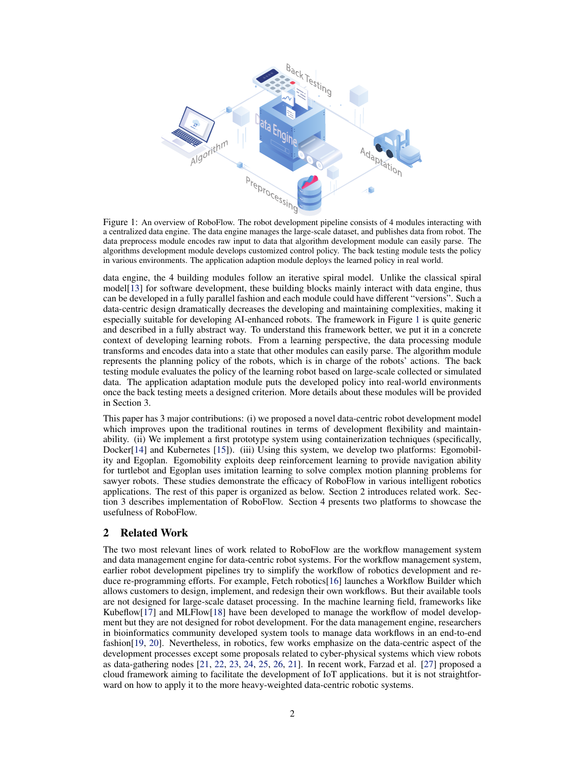Figure 1: An overview of RoboFlow. The robot development pipeline consists of 4 modules interacting with a centralized data engine. The data engine manages the large-scale dataset, and publishes data from robot. The data preprocess module encodes raw input to data that algorithm development module can easily parse. The algorithms development module develops customized control policy. The back testing module tests the policy in various environments. The application adaption module deploys the learned policy in real world.

data engine, the 4 building modules follow an iterative spiral model. Unlike the classical spiral model[13] for software development, these building blocks mainly interact with data engine, thus can be developed in a fully parallel fashion and each module could have different "versions". Such a data-centric design dramatically decreases the developing and maintaining complexities, making it especially suitable for developing AI-enhanced robots. The framework in Figure 1 is quite generic and described in a fully abstract way. To understand this framework better, we put it in a concrete context of developing learning robots. From a learning perspective, the data processing module transforms and encodes data into a state that other modules can easily parse. The algorithm module represents the planning policy of the robots, which is in charge of the robots' actions. The back testing module evaluates the policy of the learning robot based on large-scale collected or simulated data. The application adaptation module puts the developed policy into real-world environments once the back testing meets a designed criterion. More details about these modules will be provided in Section 3.

This paper has 3 major contributions: (i) we proposed a novel data-centric robot development model which improves upon the traditional routines in terms of development flexibility and maintainability. (ii) We implement a first prototype system using containerization techniques (specifically, Docker[14] and Kubernetes [15]). (iii) Using this system, we develop two platforms: Egomobility and Egoplan. Egomobility exploits deep reinforcement learning to provide navigation ability for turtlebot and Egoplan uses imitation learning to solve complex motion planning problems for sawyer robots. These studies demonstrate the efficacy of RoboFlow in various intelligent robotics applications. The rest of this paper is organized as below. Section 2 introduces related work. Section 3 describes implementation of RoboFlow. Section 4 presents two platforms to showcase the usefulness of RoboFlow.

## 2 Related Work

The two most relevant lines of work related to RoboFlow are the workflow management system and data management engine for data-centric robot systems. For the workflow management system, earlier robot development pipelines try to simplify the workflow of robotics development and reduce re-programming efforts. For example, Fetch robotics[16] launches a Workflow Builder which allows customers to design, implement, and redesign their own workflows. But their available tools are not designed for large-scale dataset processing. In the machine learning field, frameworks like Kubeflow[17] and MLFlow[18] have been developed to manage the workflow of model development but they are not designed for robot development. For the data management engine, researchers in bioinformatics community developed system tools to manage data workflows in an end-to-end fashion[19, 20]. Nevertheless, in robotics, few works emphasize on the data-centric aspect of the development processes except some proposals related to cyber-physical systems which view robots as data-gathering nodes [21, 22, 23, 24, 25, 26, 21]. In recent work, Farzad et al. [27] proposed a cloud framework aiming to facilitate the development of IoT applications. but it is not straightforward on how to apply it to the more heavy-weighted data-centric robotic systems.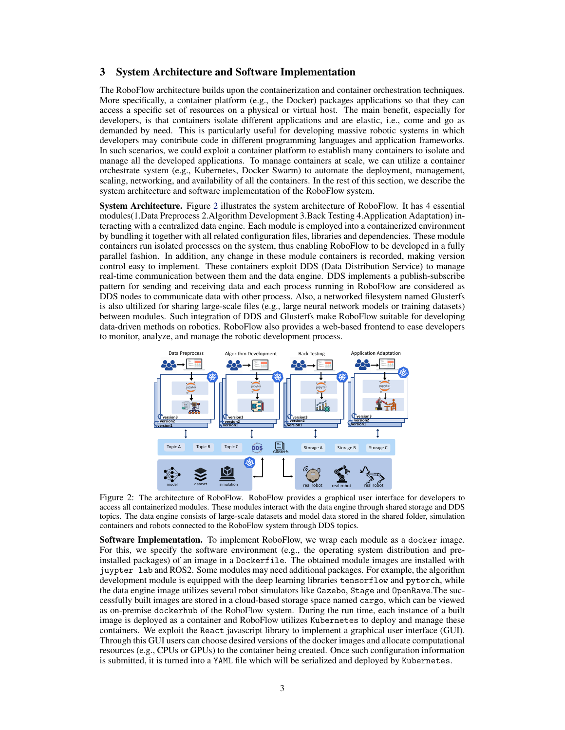## 3 System Architecture and Software Implementation

The RoboFlow architecture builds upon the containerization and container orchestration techniques. More specifically, a container platform (e.g., the Docker) packages applications so that they can access a specific set of resources on a physical or virtual host. The main benefit, especially for developers, is that containers isolate different applications and are elastic, i.e., come and go as demanded by need. This is particularly useful for developing massive robotic systems in which developers may contribute code in different programming languages and application frameworks. In such scenarios, we could exploit a container platform to establish many containers to isolate and manage all the developed applications. To manage containers at scale, we can utilize a container orchestrate system (e.g., Kubernetes, Docker Swarm) to automate the deployment, management, scaling, networking, and availability of all the containers. In the rest of this section, we describe the system architecture and software implementation of the RoboFlow system.

**System Architecture.** Figure 2 illustrates the system architecture of RoboFlow. It has 4 essential modules(1.Data Preprocess 2.Algorithm Development 3.Back Testing 4.Application Adaptation) interacting with a centralized data engine. Each module is employed into a containerized environment by bundling it together with all related configuration files, libraries and dependencies. These module containers run isolated processes on the system, thus enabling RoboFlow to be developed in a fully parallel fashion. In addition, any change in these module containers is recorded, making version control easy to implement. These containers exploit DDS (Data Distribution Service) to manage real-time communication between them and the data engine. DDS implements a publish-subscribe pattern for sending and receiving data and each process running in RoboFlow are considered as DDS nodes to communicate data with other process. Also, a networked filesystem named Glusterfs is also ultilized for sharing large-scale files (e.g., large neural network models or training datasets) between modules. Such integration of DDS and Glusterfs make RoboFlow suitable for developing data-driven methods on robotics. RoboFlow also provides a web-based frontend to ease developers to monitor, analyze, and manage the robotic development process.

Figure 2: The architecture of RoboFlow. RoboFlow provides a graphical user interface for developers to access all containerized modules. These modules interact with the data engine through shared storage and DDS topics. The data engine consists of large-scale datasets and model data stored in the shared folder, simulation containers and robots connected to the RoboFlow system through DDS topics.

**Software Implementation.** To implement RoboFlow, we wrap each module as a `docker` image. For this, we specify the software environment (e.g., the operating system distribution and pre-installed packages) of an image in a `Dockerfile`. The obtained module images are installed with `juypter lab` and ROS2. Some modules may need additional packages. For example, the algorithm development module is equipped with the deep learning libraries `tensorflow` and `pytorch`, while the data engine image utilizes several robot simulators like `Gazebo`, `Stage` and `OpenRave`.The successfully built images are stored in a cloud-based storage space named `cargo`, which can be viewed as on-premise `dockerhub` of the RoboFlow system. During the run time, each instance of a built image is deployed as a container and RoboFlow utilizes `Kubernetes` to deploy and manage these containers. We exploit the `React` javascript library to implement a graphical user interface (GUI). Through this GUI users can choose desired versions of the docker images and allocate computational resources (e.g., CPUs or GPUs) to the container being created. Once such configuration information is submitted, it is turned into a `YAML` file which will be serialized and deployed by `Kubernetes`.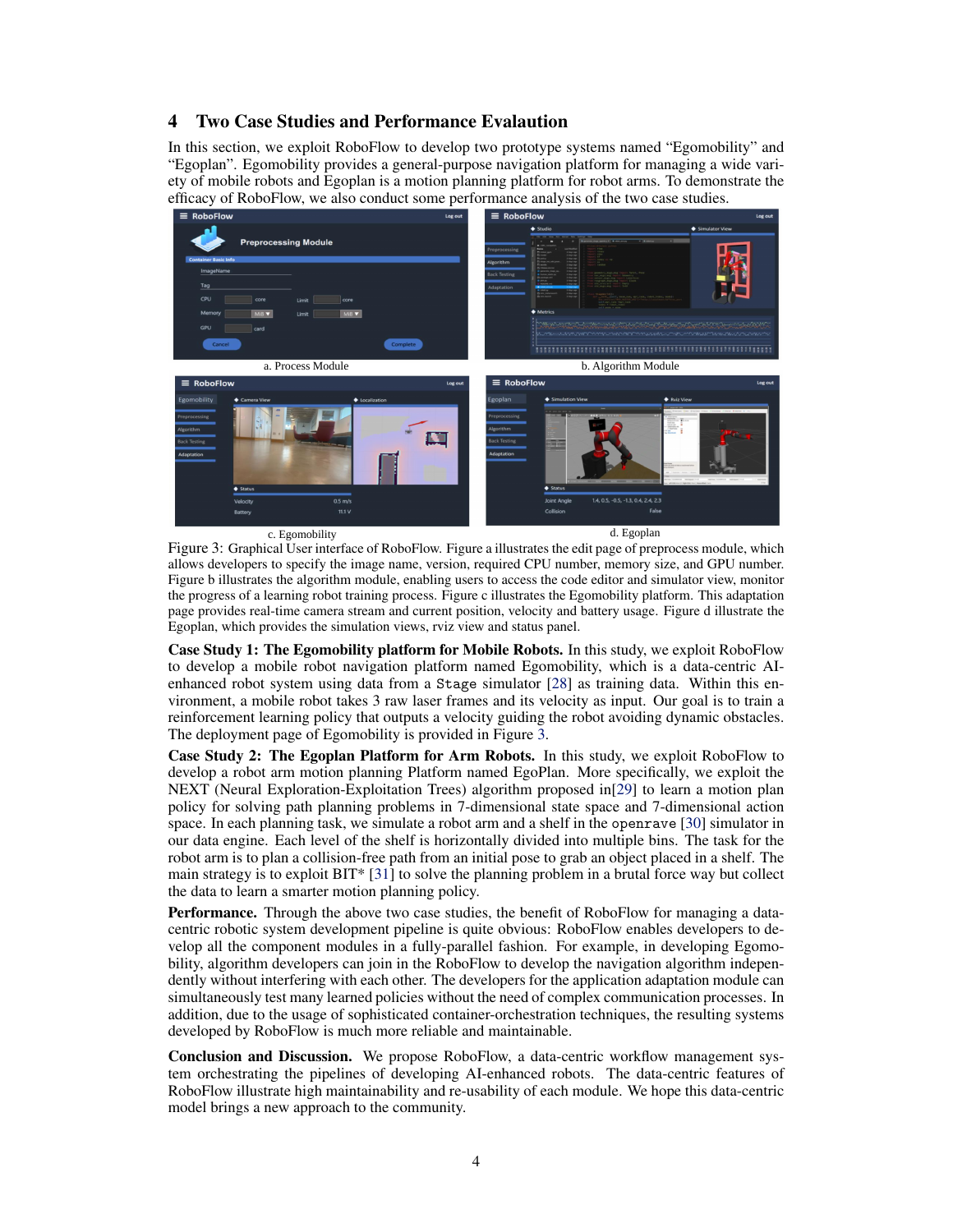## 4 Two Case Studies and Performance Evalaution

In this section, we exploit RoboFlow to develop two prototype systems named "Egomobility" and "Egoplan". Egomobility provides a general-purpose navigation platform for managing a wide variety of mobile robots and Egoplan is a motion planning platform for robot arms. To demonstrate the efficacy of RoboFlow, we also conduct some performance analysis of the two case studies.

a. Process Module

b. Algorithm Module

c. Egomobility

d. Egoplan

Figure 3: Graphical User interface of RoboFlow. Figure a illustrates the edit page of preprocess module, which allows developers to specify the image name, version, required CPU number, memory size, and GPU number. Figure b illustrates the algorithm module, enabling users to access the code editor and simulator view, monitor the progress of a learning robot training process. Figure c illustrates the Egomobility platform. This adaptation page provides real-time camera stream and current position, velocity and battery usage. Figure d illustrate the Egoplan, which provides the simulation views, rviz view and status panel.

**Case Study 1: The Egomobility platform for Mobile Robots.** In this study, we exploit RoboFlow to develop a mobile robot navigation platform named Egomobility, which is a data-centric AI-enhanced robot system using data from a `Stage` simulator [28] as training data. Within this environment, a mobile robot takes 3 raw laser frames and its velocity as input. Our goal is to train a reinforcement learning policy that outputs a velocity guiding the robot avoiding dynamic obstacles. The deployment page of Egomobility is provided in Figure 3.

**Case Study 2: The Egoplan Platform for Arm Robots.** In this study, we exploit RoboFlow to develop a robot arm motion planning Platform named EgoPlan. More specifically, we exploit the NEXT (Neural Exploration-Exploitation Trees) algorithm proposed in[29] to learn a motion plan policy for solving path planning problems in 7-dimensional state space and 7-dimensional action space. In each planning task, we simulate a robot arm and a shelf in the `openrave` [30] simulator in our data engine. Each level of the shelf is horizontally divided into multiple bins. The task for the robot arm is to plan a collision-free path from an initial pose to grab an object placed in a shelf. The main strategy is to exploit BIT* [31] to solve the planning problem in a brutal force way but collect the data to learn a smarter motion planning policy.

**Performance.** Through the above two case studies, the benefit of RoboFlow for managing a data-centric robotic system development pipeline is quite obvious: RoboFlow enables developers to develop all the component modules in a fully-parallel fashion. For example, in developing Egomobility, algorithm developers can join in the RoboFlow to develop the navigation algorithm independently without interfering with each other. The developers for the application adaptation module can simultaneously test many learned policies without the need of complex communication processes. In addition, due to the usage of sophisticated container-orchestration techniques, the resulting systems developed by RoboFlow is much more reliable and maintainable.

**Conclusion and Discussion.** We propose RoboFlow, a data-centric workflow management system orchestrating the pipelines of developing AI-enhanced robots. The data-centric features of RoboFlow illustrate high maintainability and re-usability of each module. We hope this data-centric model brings a new approach to the community.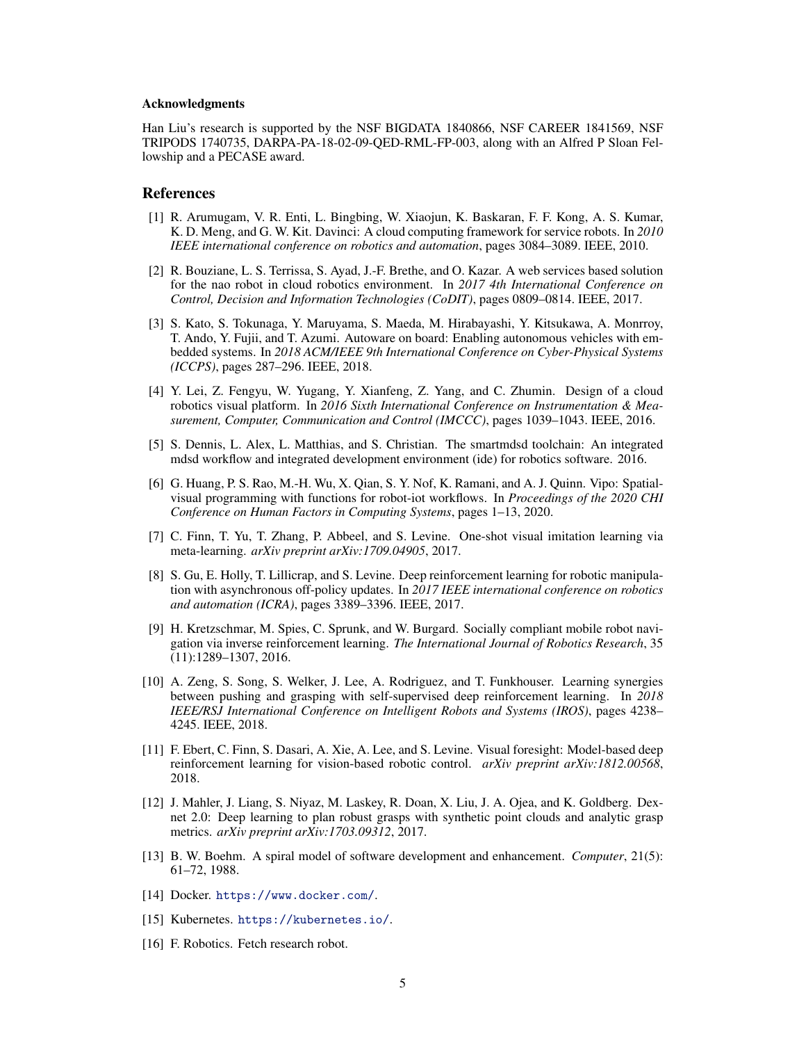### Acknowledgments

Han Liu's research is supported by the NSF BIGDATA 1840866, NSF CAREER 1841569, NSF TRIPODS 1740735, DARPA-PA-18-02-09-QED-RML-FP-003, along with an Alfred P Sloan Fellowship and a PECASE award.

## References

[1] R. Arumugam, V. R. Enti, L. Bingbing, W. Xiaojun, K. Baskaran, F. F. Kong, A. S. Kumar, K. D. Meng, and G. W. Kit. Davinci: A cloud computing framework for service robots. In *2010 IEEE international conference on robotics and automation*, pages 3084–3089. IEEE, 2010.

[2] R. Bouziane, L. S. Terrissa, S. Ayad, J.-F. Brethe, and O. Kazar. A web services based solution for the nao robot in cloud robotics environment. In *2017 4th International Conference on Control, Decision and Information Technologies (CoDIT)*, pages 0809–0814. IEEE, 2017.

[3] S. Kato, S. Tokunaga, Y. Maruyama, S. Maeda, M. Hirabayashi, Y. Kitsukawa, A. Monrroy, T. Ando, Y. Fujii, and T. Azumi. Autoware on board: Enabling autonomous vehicles with embedded systems. In *2018 ACM/IEEE 9th International Conference on Cyber-Physical Systems (ICCPS)*, pages 287–296. IEEE, 2018.

[4] Y. Lei, Z. Fengyu, W. Yugang, Y. Xianfeng, Z. Yang, and C. Zhumin. Design of a cloud robotics visual platform. In *2016 Sixth International Conference on Instrumentation & Measurement, Computer, Communication and Control (IMCCC)*, pages 1039–1043. IEEE, 2016.

[5] S. Dennis, L. Alex, L. Matthias, and S. Christian. The smartmdsd toolchain: An integrated mdsd workflow and integrated development environment (ide) for robotics software. 2016.

[6] G. Huang, P. S. Rao, M.-H. Wu, X. Qian, S. Y. Nof, K. Ramani, and A. J. Quinn. Vipo: Spatial-visual programming with functions for robot-iot workflows. In *Proceedings of the 2020 CHI Conference on Human Factors in Computing Systems*, pages 1–13, 2020.

[7] C. Finn, T. Yu, T. Zhang, P. Abbeel, and S. Levine. One-shot visual imitation learning via meta-learning. *arXiv preprint arXiv:1709.04905*, 2017.

[8] S. Gu, E. Holly, T. Lillicrap, and S. Levine. Deep reinforcement learning for robotic manipulation with asynchronous off-policy updates. In *2017 IEEE international conference on robotics and automation (ICRA)*, pages 3389–3396. IEEE, 2017.

[9] H. Kretzschmar, M. Spies, C. Sprunk, and W. Burgard. Socially compliant mobile robot navigation via inverse reinforcement learning. *The International Journal of Robotics Research*, 35 (11):1289–1307, 2016.

[10] A. Zeng, S. Song, S. Welker, J. Lee, A. Rodriguez, and T. Funkhouser. Learning synergies between pushing and grasping with self-supervised deep reinforcement learning. In *2018 IEEE/RSJ International Conference on Intelligent Robots and Systems (IROS)*, pages 4238–4245. IEEE, 2018.

[11] F. Ebert, C. Finn, S. Dasari, A. Xie, A. Lee, and S. Levine. Visual foresight: Model-based deep reinforcement learning for vision-based robotic control. *arXiv preprint arXiv:1812.00568*, 2018.

[12] J. Mahler, J. Liang, S. Niyaz, M. Laskey, R. Doan, X. Liu, J. A. Ojea, and K. Goldberg. Dex-net 2.0: Deep learning to plan robust grasps with synthetic point clouds and analytic grasp metrics. *arXiv preprint arXiv:1703.09312*, 2017.

[13] B. W. Boehm. A spiral model of software development and enhancement. *Computer*, 21(5): 61–72, 1988.

[14] Docker. https://www.docker.com/.

[15] Kubernetes. https://kubernetes.io/.

[16] F. Robotics. Fetch research robot.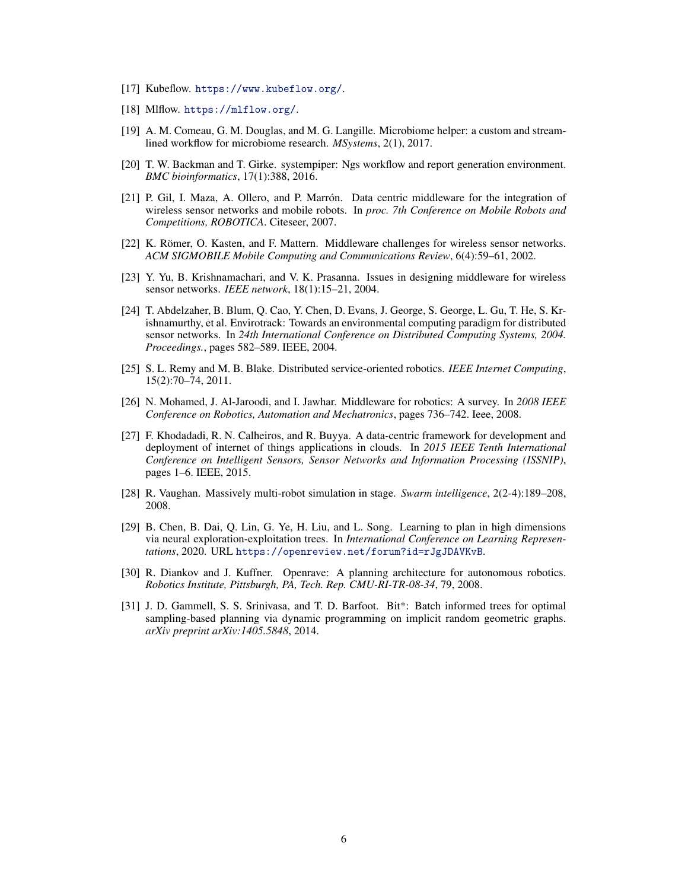[17] Kubeflow. https://www.kubeflow.org/.

[18] Mlflow. https://mlflow.org/.

[19] A. M. Comeau, G. M. Douglas, and M. G. Langille. Microbiome helper: a custom and streamlined workflow for microbiome research. *MSystems*, 2(1), 2017.

[20] T. W. Backman and T. Girke. systempiper: Ngs workflow and report generation environment. *BMC bioinformatics*, 17(1):388, 2016.

[21] P. Gil, I. Maza, A. Ollero, and P. Marrón. Data centric middleware for the integration of wireless sensor networks and mobile robots. In *proc. 7th Conference on Mobile Robots and Competitions, ROBOTICA*. Citeseer, 2007.

[22] K. Römer, O. Kasten, and F. Mattern. Middleware challenges for wireless sensor networks. *ACM SIGMOBILE Mobile Computing and Communications Review*, 6(4):59–61, 2002.

[23] Y. Yu, B. Krishnamachari, and V. K. Prasanna. Issues in designing middleware for wireless sensor networks. *IEEE network*, 18(1):15–21, 2004.

[24] T. Abdelzaher, B. Blum, Q. Cao, Y. Chen, D. Evans, J. George, S. George, L. Gu, T. He, S. Krishnamurthy, et al. Envirotrack: Towards an environmental computing paradigm for distributed sensor networks. In *24th International Conference on Distributed Computing Systems, 2004. Proceedings.*, pages 582–589. IEEE, 2004.

[25] S. L. Remy and M. B. Blake. Distributed service-oriented robotics. *IEEE Internet Computing*, 15(2):70–74, 2011.

[26] N. Mohamed, J. Al-Jaroodi, and I. Jawhar. Middleware for robotics: A survey. In *2008 IEEE Conference on Robotics, Automation and Mechatronics*, pages 736–742. Ieee, 2008.

[27] F. Khodadadi, R. N. Calheiros, and R. Buyya. A data-centric framework for development and deployment of internet of things applications in clouds. In *2015 IEEE Tenth International Conference on Intelligent Sensors, Sensor Networks and Information Processing (ISSNIP)*, pages 1–6. IEEE, 2015.

[28] R. Vaughan. Massively multi-robot simulation in stage. *Swarm intelligence*, 2(2-4):189–208, 2008.

[29] B. Chen, B. Dai, Q. Lin, G. Ye, H. Liu, and L. Song. Learning to plan in high dimensions via neural exploration-exploitation trees. In *International Conference on Learning Representations*, 2020. URL https://openreview.net/forum?id=rJgJDAVKvB.

[30] R. Diankov and J. Kuffner. Openrave: A planning architecture for autonomous robotics. *Robotics Institute, Pittsburgh, PA, Tech. Rep. CMU-RI-TR-08-34*, 79, 2008.

[31] J. D. Gammell, S. S. Srinivasa, and T. D. Barfoot. Bit*: Batch informed trees for optimal sampling-based planning via dynamic programming on implicit random geometric graphs. *arXiv preprint arXiv:1405.5848*, 2014.